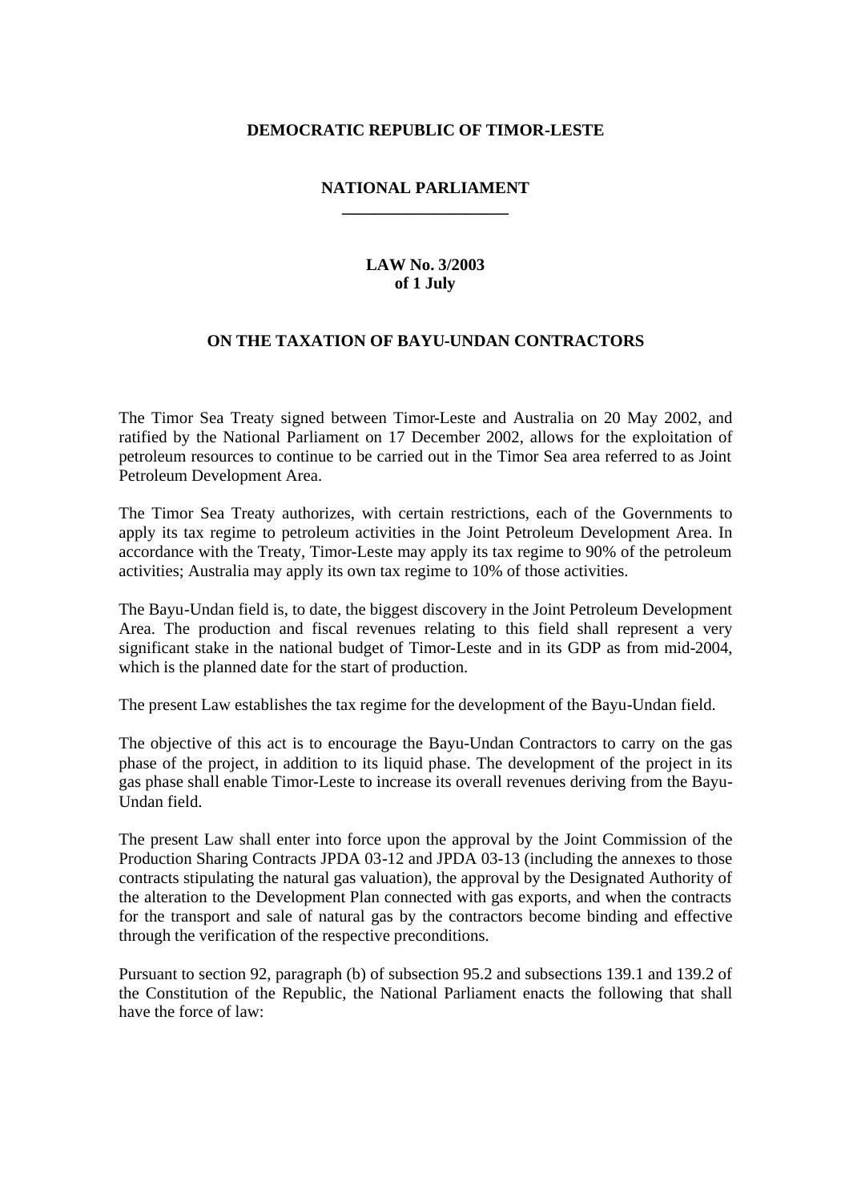**DEMOCRATIC REPUBLIC OF TIMOR-LESTE**

**NATIONAL PARLIAMENT**

**LAW No. 3/2003**
**of 1 July**

# ON THE TAXATION OF BAYU-UNDAN CONTRACTORS

The Timor Sea Treaty signed between Timor-Leste and Australia on 20 May 2002, and ratified by the National Parliament on 17 December 2002, allows for the exploitation of petroleum resources to continue to be carried out in the Timor Sea area referred to as Joint Petroleum Development Area.

The Timor Sea Treaty authorizes, with certain restrictions, each of the Governments to apply its tax regime to petroleum activities in the Joint Petroleum Development Area. In accordance with the Treaty, Timor-Leste may apply its tax regime to 90% of the petroleum activities; Australia may apply its own tax regime to 10% of those activities.

The Bayu-Undan field is, to date, the biggest discovery in the Joint Petroleum Development Area. The production and fiscal revenues relating to this field shall represent a very significant stake in the national budget of Timor-Leste and in its GDP as from mid-2004, which is the planned date for the start of production.

The present Law establishes the tax regime for the development of the Bayu-Undan field.

The objective of this act is to encourage the Bayu-Undan Contractors to carry on the gas phase of the project, in addition to its liquid phase. The development of the project in its gas phase shall enable Timor-Leste to increase its overall revenues deriving from the Bayu-Undan field.

The present Law shall enter into force upon the approval by the Joint Commission of the Production Sharing Contracts JPDA 03-12 and JPDA 03-13 (including the annexes to those contracts stipulating the natural gas valuation), the approval by the Designated Authority of the alteration to the Development Plan connected with gas exports, and when the contracts for the transport and sale of natural gas by the contractors become binding and effective through the verification of the respective preconditions.

Pursuant to section 92, paragraph (b) of subsection 95.2 and subsections 139.1 and 139.2 of the Constitution of the Republic, the National Parliament enacts the following that shall have the force of law: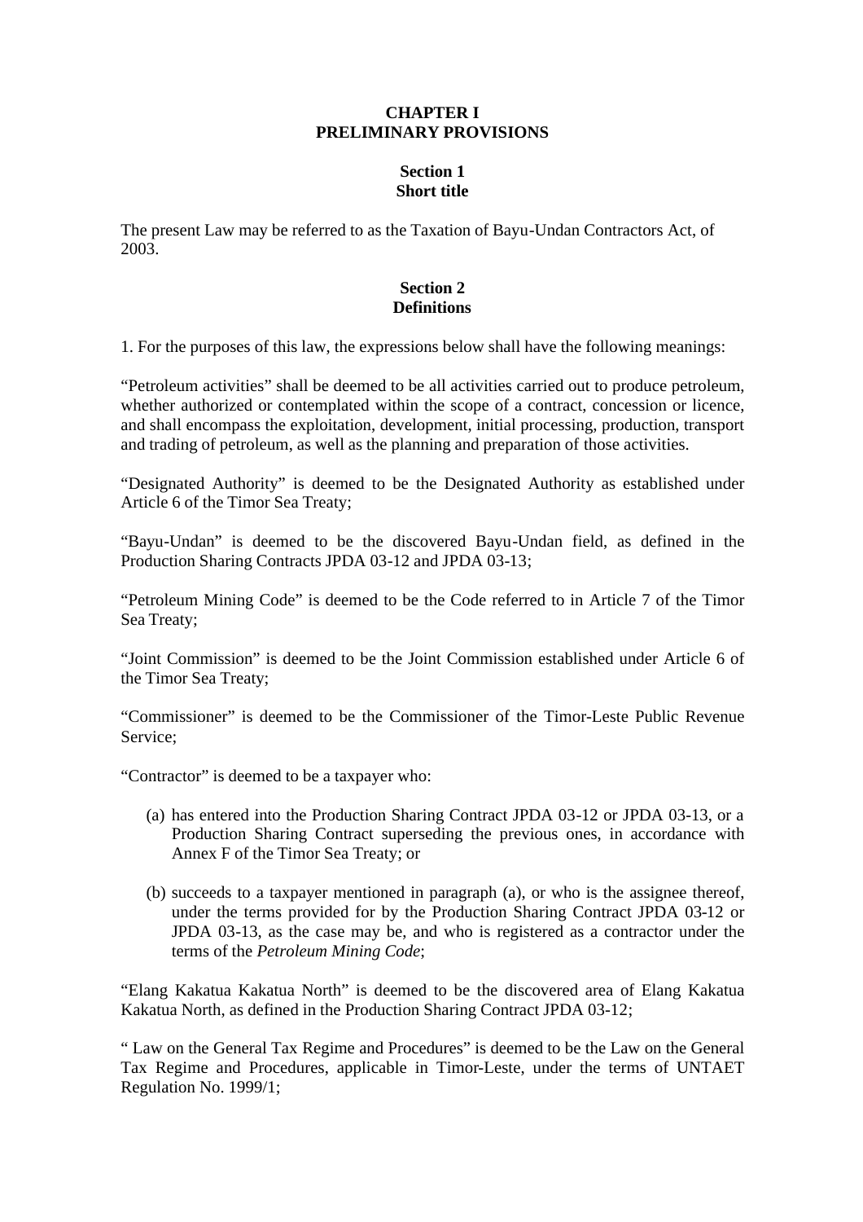## CHAPTER I
## PRELIMINARY PROVISIONS

### Section 1
### Short title

The present Law may be referred to as the Taxation of Bayu-Undan Contractors Act, of 2003.

### Section 2
### Definitions

1. For the purposes of this law, the expressions below shall have the following meanings:

“Petroleum activities” shall be deemed to be all activities carried out to produce petroleum, whether authorized or contemplated within the scope of a contract, concession or licence, and shall encompass the exploitation, development, initial processing, production, transport and trading of petroleum, as well as the planning and preparation of those activities.

“Designated Authority” is deemed to be the Designated Authority as established under Article 6 of the Timor Sea Treaty;

“Bayu-Undan” is deemed to be the discovered Bayu-Undan field, as defined in the Production Sharing Contracts JPDA 03-12 and JPDA 03-13;

“Petroleum Mining Code” is deemed to be the Code referred to in Article 7 of the Timor Sea Treaty;

“Joint Commission” is deemed to be the Joint Commission established under Article 6 of the Timor Sea Treaty;

“Commissioner” is deemed to be the Commissioner of the Timor-Leste Public Revenue Service;

“Contractor” is deemed to be a taxpayer who:

(a) has entered into the Production Sharing Contract JPDA 03-12 or JPDA 03-13, or a Production Sharing Contract superseding the previous ones, in accordance with Annex F of the Timor Sea Treaty; or

(b) succeeds to a taxpayer mentioned in paragraph (a), or who is the assignee thereof, under the terms provided for by the Production Sharing Contract JPDA 03-12 or JPDA 03-13, as the case may be, and who is registered as a contractor under the terms of the *Petroleum Mining Code*;

“Elang Kakatua Kakatua North” is deemed to be the discovered area of Elang Kakatua Kakatua North, as defined in the Production Sharing Contract JPDA 03-12;

“ Law on the General Tax Regime and Procedures” is deemed to be the Law on the General Tax Regime and Procedures, applicable in Timor-Leste, under the terms of UNTAET Regulation No. 1999/1;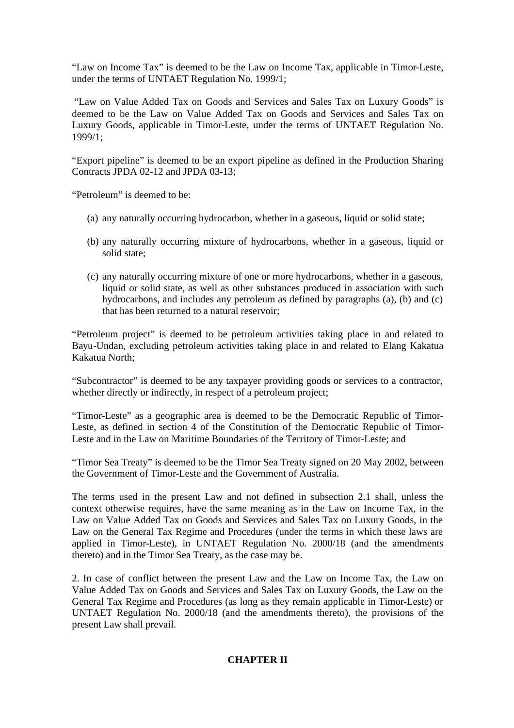"Law on Income Tax" is deemed to be the Law on Income Tax, applicable in Timor-Leste, under the terms of UNTAET Regulation No. 1999/1;

"Law on Value Added Tax on Goods and Services and Sales Tax on Luxury Goods" is deemed to be the Law on Value Added Tax on Goods and Services and Sales Tax on Luxury Goods, applicable in Timor-Leste, under the terms of UNTAET Regulation No. 1999/1;

"Export pipeline" is deemed to be an export pipeline as defined in the Production Sharing Contracts JPDA 02-12 and JPDA 03-13;

"Petroleum" is deemed to be:

(a) any naturally occurring hydrocarbon, whether in a gaseous, liquid or solid state;

(b) any naturally occurring mixture of hydrocarbons, whether in a gaseous, liquid or solid state;

(c) any naturally occurring mixture of one or more hydrocarbons, whether in a gaseous, liquid or solid state, as well as other substances produced in association with such hydrocarbons, and includes any petroleum as defined by paragraphs (a), (b) and (c) that has been returned to a natural reservoir;

"Petroleum project" is deemed to be petroleum activities taking place in and related to Bayu-Undan, excluding petroleum activities taking place in and related to Elang Kakatua Kakatua North;

"Subcontractor" is deemed to be any taxpayer providing goods or services to a contractor, whether directly or indirectly, in respect of a petroleum project;

"Timor-Leste" as a geographic area is deemed to be the Democratic Republic of Timor-Leste, as defined in section 4 of the Constitution of the Democratic Republic of Timor-Leste and in the Law on Maritime Boundaries of the Territory of Timor-Leste; and

"Timor Sea Treaty" is deemed to be the Timor Sea Treaty signed on 20 May 2002, between the Government of Timor-Leste and the Government of Australia.

The terms used in the present Law and not defined in subsection 2.1 shall, unless the context otherwise requires, have the same meaning as in the Law on Income Tax, in the Law on Value Added Tax on Goods and Services and Sales Tax on Luxury Goods, in the Law on the General Tax Regime and Procedures (under the terms in which these laws are applied in Timor-Leste), in UNTAET Regulation No. 2000/18 (and the amendments thereto) and in the Timor Sea Treaty, as the case may be.

2. In case of conflict between the present Law and the Law on Income Tax, the Law on Value Added Tax on Goods and Services and Sales Tax on Luxury Goods, the Law on the General Tax Regime and Procedures (as long as they remain applicable in Timor-Leste) or UNTAET Regulation No. 2000/18 (and the amendments thereto), the provisions of the present Law shall prevail.

## CHAPTER II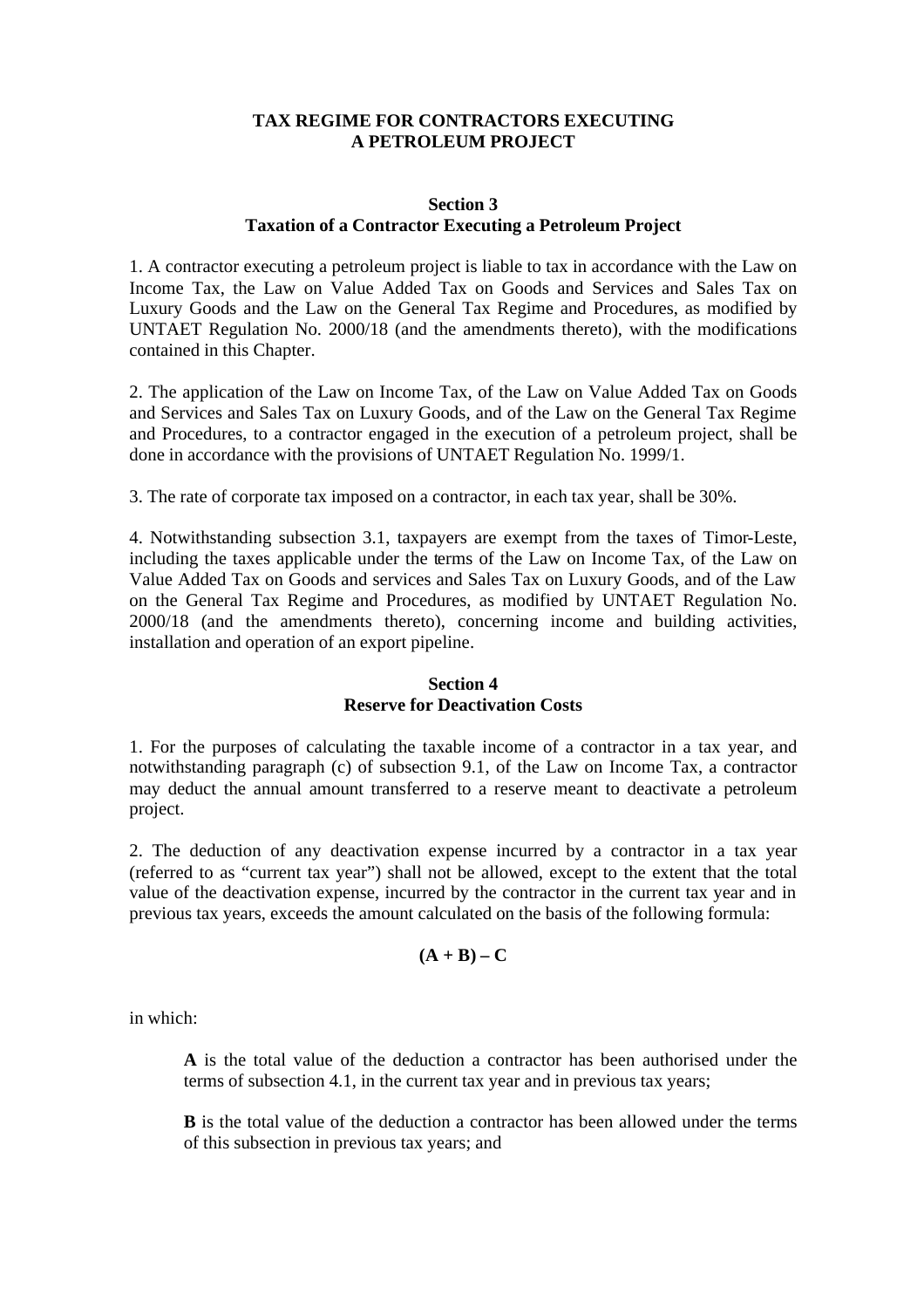**TAX REGIME FOR CONTRACTORS EXECUTING A PETROLEUM PROJECT**

**Section 3**
**Taxation of a Contractor Executing a Petroleum Project**

1. A contractor executing a petroleum project is liable to tax in accordance with the Law on Income Tax, the Law on Value Added Tax on Goods and Services and Sales Tax on Luxury Goods and the Law on the General Tax Regime and Procedures, as modified by UNTAET Regulation No. 2000/18 (and the amendments thereto), with the modifications contained in this Chapter.

2. The application of the Law on Income Tax, of the Law on Value Added Tax on Goods and Services and Sales Tax on Luxury Goods, and of the Law on the General Tax Regime and Procedures, to a contractor engaged in the execution of a petroleum project, shall be done in accordance with the provisions of UNTAET Regulation No. 1999/1.

3. The rate of corporate tax imposed on a contractor, in each tax year, shall be 30%.

4. Notwithstanding subsection 3.1, taxpayers are exempt from the taxes of Timor-Leste, including the taxes applicable under the terms of the Law on Income Tax, of the Law on Value Added Tax on Goods and services and Sales Tax on Luxury Goods, and of the Law on the General Tax Regime and Procedures, as modified by UNTAET Regulation No. 2000/18 (and the amendments thereto), concerning income and building activities, installation and operation of an export pipeline.

**Section 4**
**Reserve for Deactivation Costs**

1. For the purposes of calculating the taxable income of a contractor in a tax year, and notwithstanding paragraph (c) of subsection 9.1, of the Law on Income Tax, a contractor may deduct the annual amount transferred to a reserve meant to deactivate a petroleum project.

2. The deduction of any deactivation expense incurred by a contractor in a tax year (referred to as "current tax year") shall not be allowed, except to the extent that the total value of the deactivation expense, incurred by the contractor in the current tax year and in previous tax years, exceeds the amount calculated on the basis of the following formula:

$$(A + B) – C$$

in which:

**A** is the total value of the deduction a contractor has been authorised under the terms of subsection 4.1, in the current tax year and in previous tax years;

**B** is the total value of the deduction a contractor has been allowed under the terms of this subsection in previous tax years; and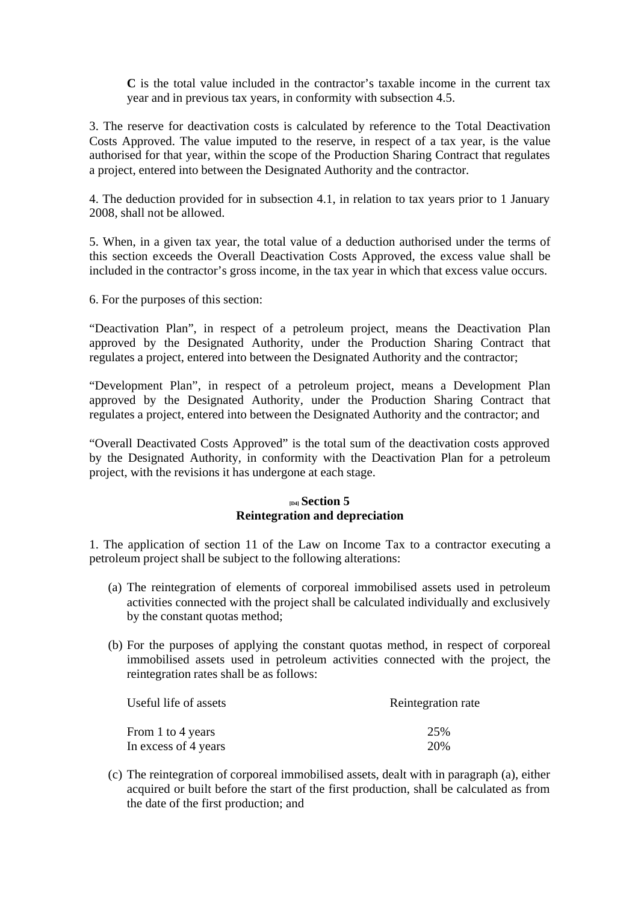**C** is the total value included in the contractor's taxable income in the current tax year and in previous tax years, in conformity with subsection 4.5.

3. The reserve for deactivation costs is calculated by reference to the Total Deactivation Costs Approved. The value imputed to the reserve, in respect of a tax year, is the value authorised for that year, within the scope of the Production Sharing Contract that regulates a project, entered into between the Designated Authority and the contractor.

4. The deduction provided for in subsection 4.1, in relation to tax years prior to 1 January 2008, shall not be allowed.

5. When, in a given tax year, the total value of a deduction authorised under the terms of this section exceeds the Overall Deactivation Costs Approved, the excess value shall be included in the contractor's gross income, in the tax year in which that excess value occurs.

6. For the purposes of this section:

"Deactivation Plan", in respect of a petroleum project, means the Deactivation Plan approved by the Designated Authority, under the Production Sharing Contract that regulates a project, entered into between the Designated Authority and the contractor;

"Development Plan", in respect of a petroleum project, means a Development Plan approved by the Designated Authority, under the Production Sharing Contract that regulates a project, entered into between the Designated Authority and the contractor; and

"Overall Deactivated Costs Approved" is the total sum of the deactivation costs approved by the Designated Authority, in conformity with the Deactivation Plan for a petroleum project, with the revisions it has undergone at each stage.

## [D4] Section 5
## Reintegration and depreciation

1. The application of section 11 of the Law on Income Tax to a contractor executing a petroleum project shall be subject to the following alterations:

(a) The reintegration of elements of corporeal immobilised assets used in petroleum activities connected with the project shall be calculated individually and exclusively by the constant quotas method;

(b) For the purposes of applying the constant quotas method, in respect of corporeal immobilised assets used in petroleum activities connected with the project, the reintegration rates shall be as follows:

| Useful life of assets | Reintegration rate |
|---|---|
| From 1 to 4 years | 25% |
| In excess of 4 years | 20% |

(c) The reintegration of corporeal immobilised assets, dealt with in paragraph (a), either acquired or built before the start of the first production, shall be calculated as from the date of the first production; and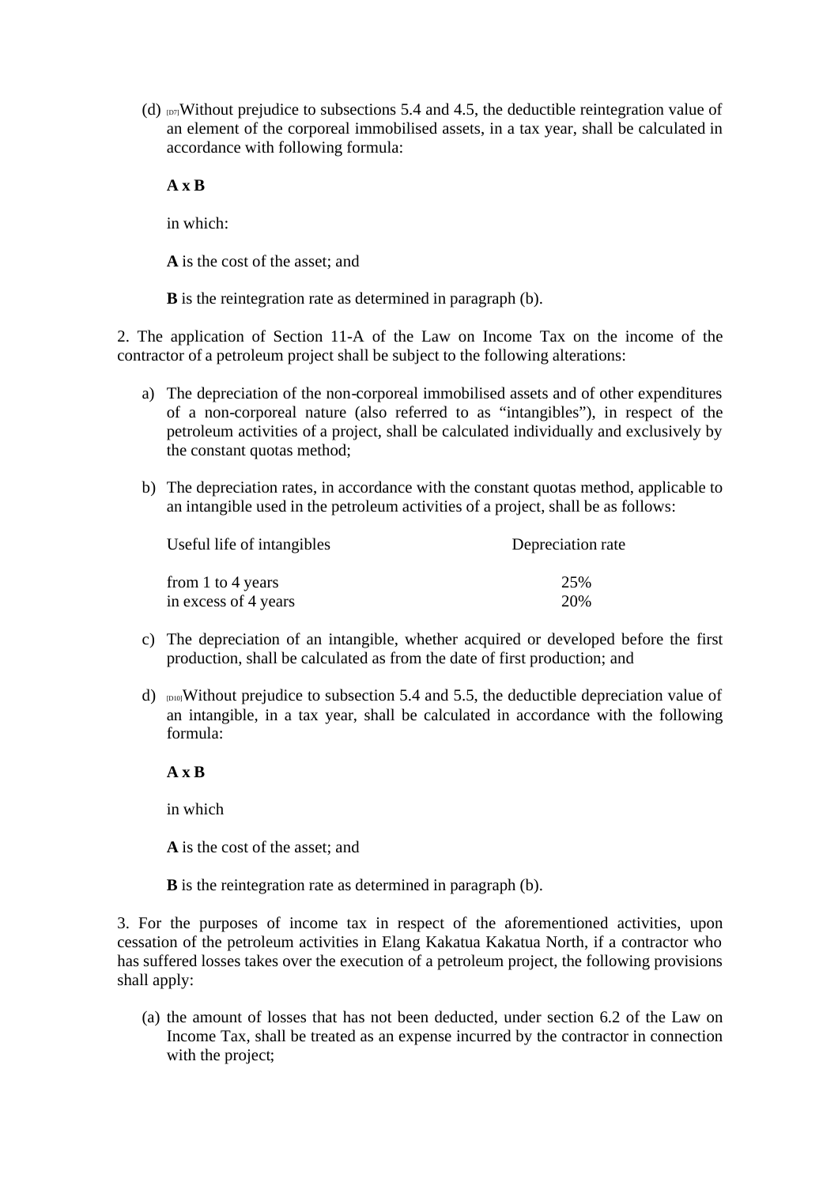(d) [D7]Without prejudice to subsections 5.4 and 4.5, the deductible reintegration value of an element of the corporeal immobilised assets, in a tax year, shall be calculated in accordance with following formula:

**A x B**

in which:

**A** is the cost of the asset; and

**B** is the reintegration rate as determined in paragraph (b).

2. The application of Section 11-A of the Law on Income Tax on the income of the contractor of a petroleum project shall be subject to the following alterations:

a) The depreciation of the non-corporeal immobilised assets and of other expenditures of a non-corporeal nature (also referred to as "intangibles"), in respect of the petroleum activities of a project, shall be calculated individually and exclusively by the constant quotas method;

b) The depreciation rates, in accordance with the constant quotas method, applicable to an intangible used in the petroleum activities of a project, shall be as follows:

| Useful life of intangibles | Depreciation rate |
| --- | --- |
| from 1 to 4 years | 25% |
| in excess of 4 years | 20% |

c) The depreciation of an intangible, whether acquired or developed before the first production, shall be calculated as from the date of first production; and

d) [D10]Without prejudice to subsection 5.4 and 5.5, the deductible depreciation value of an intangible, in a tax year, shall be calculated in accordance with the following formula:

**A x B**

in which

**A** is the cost of the asset; and

**B** is the reintegration rate as determined in paragraph (b).

3. For the purposes of income tax in respect of the aforementioned activities, upon cessation of the petroleum activities in Elang Kakatua Kakatua North, if a contractor who has suffered losses takes over the execution of a petroleum project, the following provisions shall apply:

(a) the amount of losses that has not been deducted, under section 6.2 of the Law on Income Tax, shall be treated as an expense incurred by the contractor in connection with the project;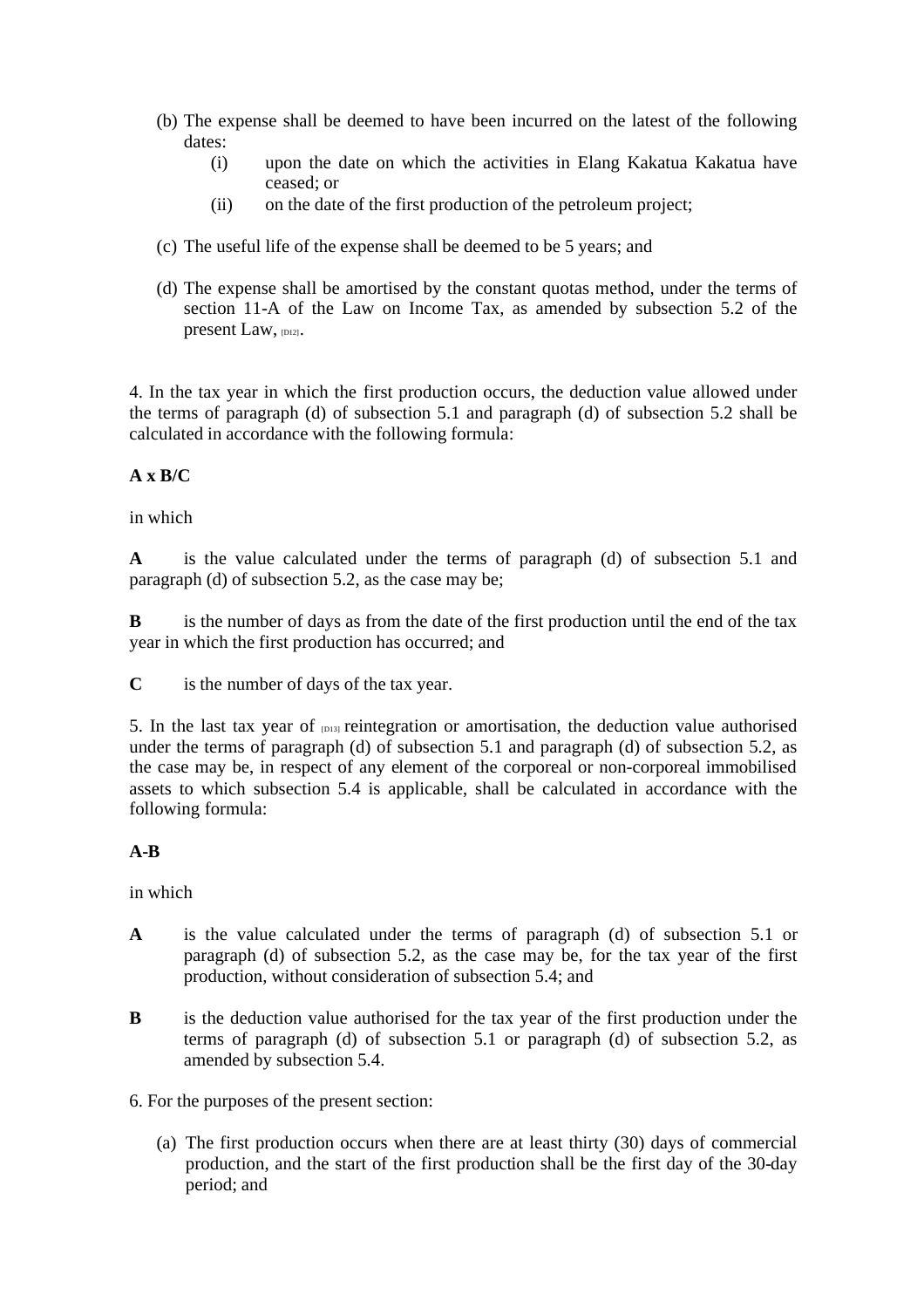(b) The expense shall be deemed to have been incurred on the latest of the following dates:

  (i) upon the date on which the activities in Elang Kakatua Kakatua have ceased; or

  (ii) on the date of the first production of the petroleum project;

(c) The useful life of the expense shall be deemed to be 5 years; and

(d) The expense shall be amortised by the constant quotas method, under the terms of section 11-A of the Law on Income Tax, as amended by subsection 5.2 of the present Law, [D12].

4. In the tax year in which the first production occurs, the deduction value allowed under the terms of paragraph (d) of subsection 5.1 and paragraph (d) of subsection 5.2 shall be calculated in accordance with the following formula:

**A x B/C**

in which

**A** is the value calculated under the terms of paragraph (d) of subsection 5.1 and paragraph (d) of subsection 5.2, as the case may be;

**B** is the number of days as from the date of the first production until the end of the tax year in which the first production has occurred; and

**C** is the number of days of the tax year.

5. In the last tax year of [D13] reintegration or amortisation, the deduction value authorised under the terms of paragraph (d) of subsection 5.1 and paragraph (d) of subsection 5.2, as the case may be, in respect of any element of the corporeal or non-corporeal immobilised assets to which subsection 5.4 is applicable, shall be calculated in accordance with the following formula:

**A-B**

in which

**A** is the value calculated under the terms of paragraph (d) of subsection 5.1 or paragraph (d) of subsection 5.2, as the case may be, for the tax year of the first production, without consideration of subsection 5.4; and

**B** is the deduction value authorised for the tax year of the first production under the terms of paragraph (d) of subsection 5.1 or paragraph (d) of subsection 5.2, as amended by subsection 5.4.

6. For the purposes of the present section:

(a) The first production occurs when there are at least thirty (30) days of commercial production, and the start of the first production shall be the first day of the 30-day period; and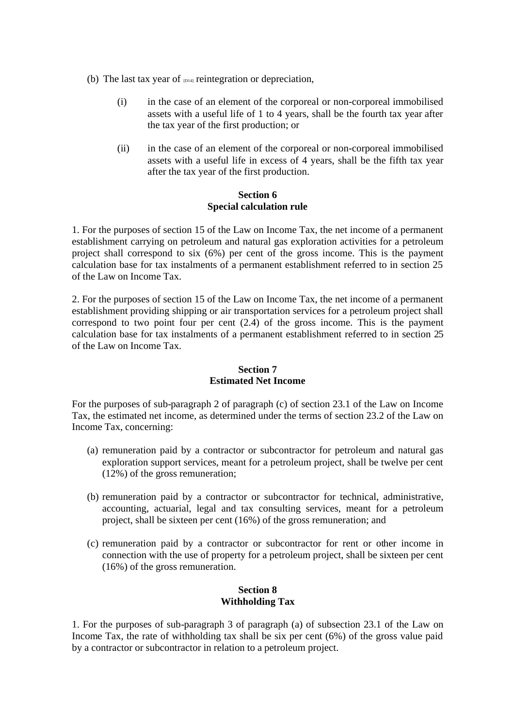(b) The last tax year of [D14] reintegration or depreciation,

   (i) in the case of an element of the corporeal or non-corporeal immobilised assets with a useful life of 1 to 4 years, shall be the fourth tax year after the tax year of the first production; or

   (ii) in the case of an element of the corporeal or non-corporeal immobilised assets with a useful life in excess of 4 years, shall be the fifth tax year after the tax year of the first production.

**Section 6**
**Special calculation rule**

1. For the purposes of section 15 of the Law on Income Tax, the net income of a permanent establishment carrying on petroleum and natural gas exploration activities for a petroleum project shall correspond to six (6%) per cent of the gross income. This is the payment calculation base for tax instalments of a permanent establishment referred to in section 25 of the Law on Income Tax.

2. For the purposes of section 15 of the Law on Income Tax, the net income of a permanent establishment providing shipping or air transportation services for a petroleum project shall correspond to two point four per cent (2.4) of the gross income. This is the payment calculation base for tax instalments of a permanent establishment referred to in section 25 of the Law on Income Tax.

**Section 7**
**Estimated Net Income**

For the purposes of sub-paragraph 2 of paragraph (c) of section 23.1 of the Law on Income Tax, the estimated net income, as determined under the terms of section 23.2 of the Law on Income Tax, concerning:

(a) remuneration paid by a contractor or subcontractor for petroleum and natural gas exploration support services, meant for a petroleum project, shall be twelve per cent (12%) of the gross remuneration;

(b) remuneration paid by a contractor or subcontractor for technical, administrative, accounting, actuarial, legal and tax consulting services, meant for a petroleum project, shall be sixteen per cent (16%) of the gross remuneration; and

(c) remuneration paid by a contractor or subcontractor for rent or other income in connection with the use of property for a petroleum project, shall be sixteen per cent (16%) of the gross remuneration.

**Section 8**
**Withholding Tax**

1. For the purposes of sub-paragraph 3 of paragraph (a) of subsection 23.1 of the Law on Income Tax, the rate of withholding tax shall be six per cent (6%) of the gross value paid by a contractor or subcontractor in relation to a petroleum project.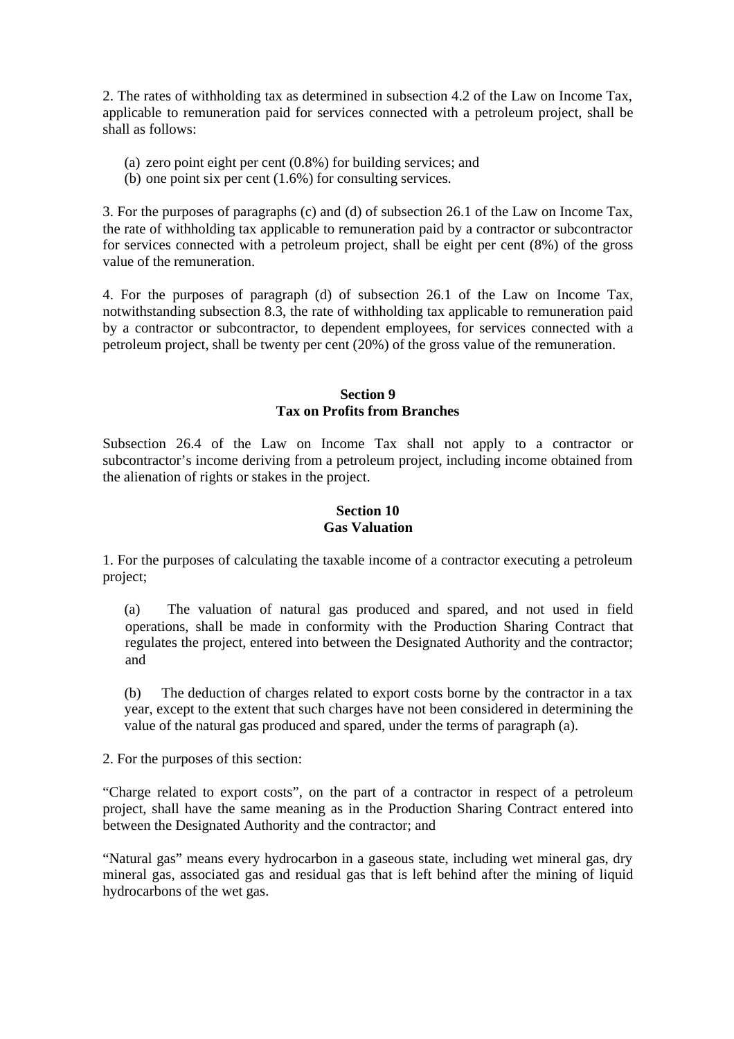2. The rates of withholding tax as determined in subsection 4.2 of the Law on Income Tax, applicable to remuneration paid for services connected with a petroleum project, shall be shall as follows:

(a) zero point eight per cent (0.8%) for building services; and
(b) one point six per cent (1.6%) for consulting services.

3. For the purposes of paragraphs (c) and (d) of subsection 26.1 of the Law on Income Tax, the rate of withholding tax applicable to remuneration paid by a contractor or subcontractor for services connected with a petroleum project, shall be eight per cent (8%) of the gross value of the remuneration.

4. For the purposes of paragraph (d) of subsection 26.1 of the Law on Income Tax, notwithstanding subsection 8.3, the rate of withholding tax applicable to remuneration paid by a contractor or subcontractor, to dependent employees, for services connected with a petroleum project, shall be twenty per cent (20%) of the gross value of the remuneration.

**Section 9**
**Tax on Profits from Branches**

Subsection 26.4 of the Law on Income Tax shall not apply to a contractor or subcontractor's income deriving from a petroleum project, including income obtained from the alienation of rights or stakes in the project.

**Section 10**
**Gas Valuation**

1. For the purposes of calculating the taxable income of a contractor executing a petroleum project;

(a) The valuation of natural gas produced and spared, and not used in field operations, shall be made in conformity with the Production Sharing Contract that regulates the project, entered into between the Designated Authority and the contractor; and

(b) The deduction of charges related to export costs borne by the contractor in a tax year, except to the extent that such charges have not been considered in determining the value of the natural gas produced and spared, under the terms of paragraph (a).

2. For the purposes of this section:

"Charge related to export costs", on the part of a contractor in respect of a petroleum project, shall have the same meaning as in the Production Sharing Contract entered into between the Designated Authority and the contractor; and

"Natural gas" means every hydrocarbon in a gaseous state, including wet mineral gas, dry mineral gas, associated gas and residual gas that is left behind after the mining of liquid hydrocarbons of the wet gas.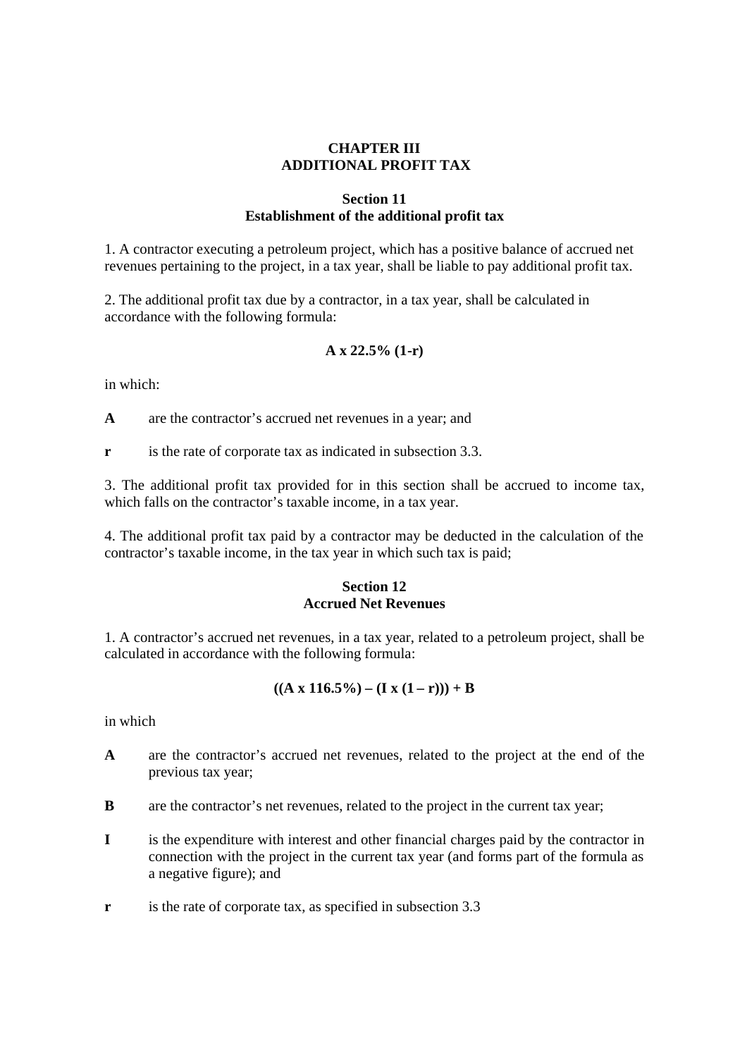# CHAPTER III
# ADDITIONAL PROFIT TAX

## Section 11
## Establishment of the additional profit tax

1. A contractor executing a petroleum project, which has a positive balance of accrued net revenues pertaining to the project, in a tax year, shall be liable to pay additional profit tax.

2. The additional profit tax due by a contractor, in a tax year, shall be calculated in accordance with the following formula:

$$\mathbf{A \times 22.5\% \, (1\text{-}r)}$$

in which:

**A** are the contractor's accrued net revenues in a year; and

**r** is the rate of corporate tax as indicated in subsection 3.3.

3. The additional profit tax provided for in this section shall be accrued to income tax, which falls on the contractor's taxable income, in a tax year.

4. The additional profit tax paid by a contractor may be deducted in the calculation of the contractor's taxable income, in the tax year in which such tax is paid;

## Section 12
## Accrued Net Revenues

1. A contractor's accrued net revenues, in a tax year, related to a petroleum project, shall be calculated in accordance with the following formula:

$$\mathbf{((A \times 116.5\%) - (I \times (1 - r))) + B}$$

in which

**A** are the contractor's accrued net revenues, related to the project at the end of the previous tax year;

**B** are the contractor's net revenues, related to the project in the current tax year;

**I** is the expenditure with interest and other financial charges paid by the contractor in connection with the project in the current tax year (and forms part of the formula as a negative figure); and

**r** is the rate of corporate tax, as specified in subsection 3.3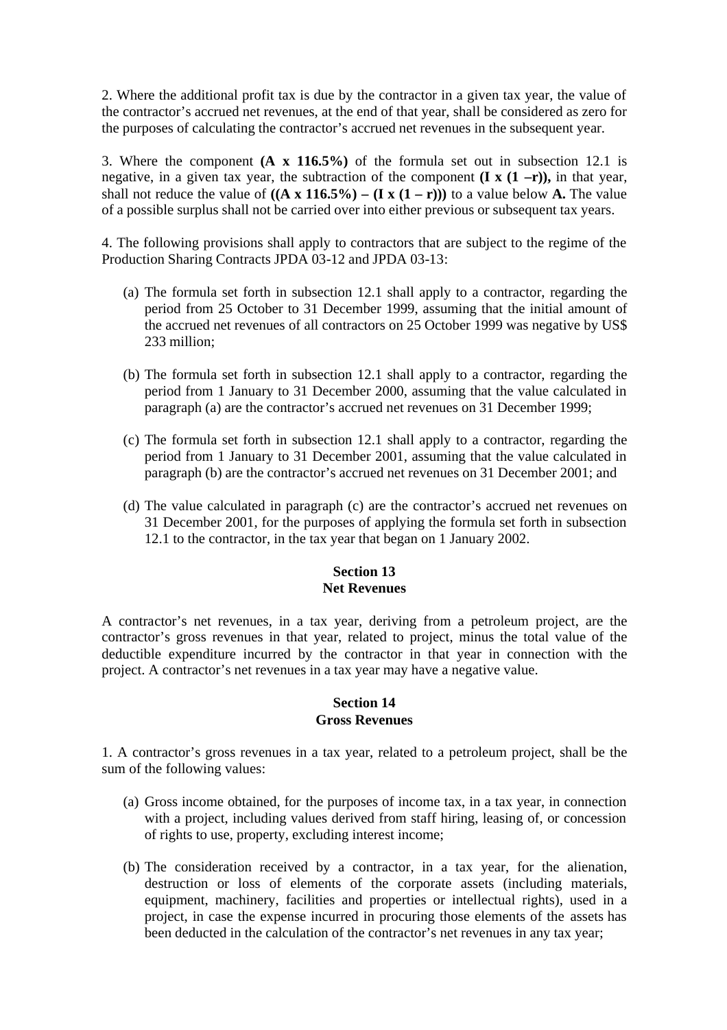2. Where the additional profit tax is due by the contractor in a given tax year, the value of the contractor's accrued net revenues, at the end of that year, shall be considered as zero for the purposes of calculating the contractor's accrued net revenues in the subsequent year.

3. Where the component **(A x 116.5%)** of the formula set out in subsection 12.1 is negative, in a given tax year, the subtraction of the component **(I x (1 –r)),** in that year, shall not reduce the value of **((A x 116.5%) – (I x (1 – r)))** to a value below **A.** The value of a possible surplus shall not be carried over into either previous or subsequent tax years.

4. The following provisions shall apply to contractors that are subject to the regime of the Production Sharing Contracts JPDA 03-12 and JPDA 03-13:

(a) The formula set forth in subsection 12.1 shall apply to a contractor, regarding the period from 25 October to 31 December 1999, assuming that the initial amount of the accrued net revenues of all contractors on 25 October 1999 was negative by US$ 233 million;

(b) The formula set forth in subsection 12.1 shall apply to a contractor, regarding the period from 1 January to 31 December 2000, assuming that the value calculated in paragraph (a) are the contractor's accrued net revenues on 31 December 1999;

(c) The formula set forth in subsection 12.1 shall apply to a contractor, regarding the period from 1 January to 31 December 2001, assuming that the value calculated in paragraph (b) are the contractor's accrued net revenues on 31 December 2001; and

(d) The value calculated in paragraph (c) are the contractor's accrued net revenues on 31 December 2001, for the purposes of applying the formula set forth in subsection 12.1 to the contractor, in the tax year that began on 1 January 2002.

## Section 13
## Net Revenues

A contractor's net revenues, in a tax year, deriving from a petroleum project, are the contractor's gross revenues in that year, related to project, minus the total value of the deductible expenditure incurred by the contractor in that year in connection with the project. A contractor's net revenues in a tax year may have a negative value.

## Section 14
## Gross Revenues

1. A contractor's gross revenues in a tax year, related to a petroleum project, shall be the sum of the following values:

(a) Gross income obtained, for the purposes of income tax, in a tax year, in connection with a project, including values derived from staff hiring, leasing of, or concession of rights to use, property, excluding interest income;

(b) The consideration received by a contractor, in a tax year, for the alienation, destruction or loss of elements of the corporate assets (including materials, equipment, machinery, facilities and properties or intellectual rights), used in a project, in case the expense incurred in procuring those elements of the assets has been deducted in the calculation of the contractor's net revenues in any tax year;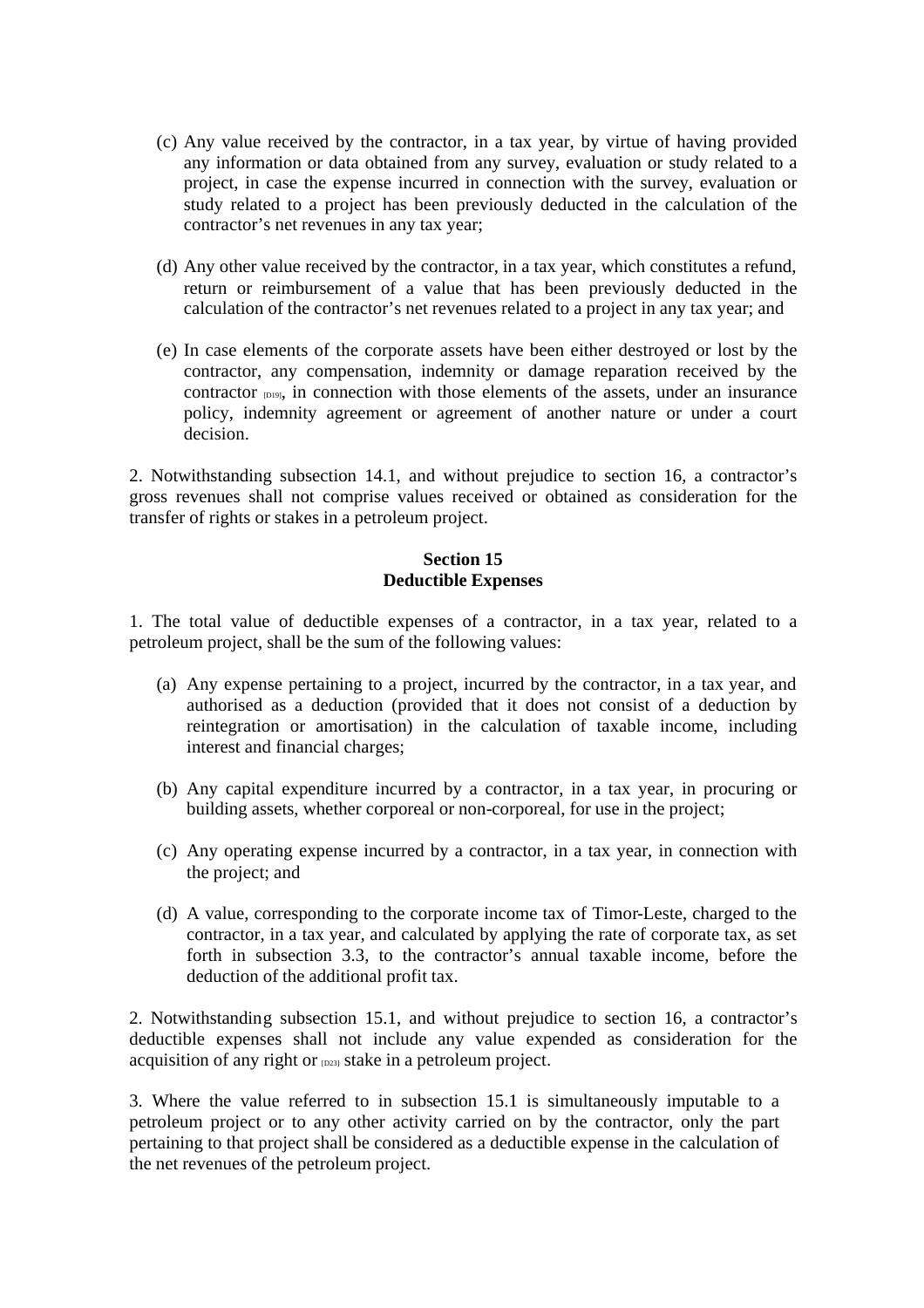(c) Any value received by the contractor, in a tax year, by virtue of having provided any information or data obtained from any survey, evaluation or study related to a project, in case the expense incurred in connection with the survey, evaluation or study related to a project has been previously deducted in the calculation of the contractor's net revenues in any tax year;

(d) Any other value received by the contractor, in a tax year, which constitutes a refund, return or reimbursement of a value that has been previously deducted in the calculation of the contractor's net revenues related to a project in any tax year; and

(e) In case elements of the corporate assets have been either destroyed or lost by the contractor, any compensation, indemnity or damage reparation received by the contractor [D19], in connection with those elements of the assets, under an insurance policy, indemnity agreement or agreement of another nature or under a court decision.

2. Notwithstanding subsection 14.1, and without prejudice to section 16, a contractor's gross revenues shall not comprise values received or obtained as consideration for the transfer of rights or stakes in a petroleum project.

### Section 15
### Deductible Expenses

1. The total value of deductible expenses of a contractor, in a tax year, related to a petroleum project, shall be the sum of the following values:

(a) Any expense pertaining to a project, incurred by the contractor, in a tax year, and authorised as a deduction (provided that it does not consist of a deduction by reintegration or amortisation) in the calculation of taxable income, including interest and financial charges;

(b) Any capital expenditure incurred by a contractor, in a tax year, in procuring or building assets, whether corporeal or non-corporeal, for use in the project;

(c) Any operating expense incurred by a contractor, in a tax year, in connection with the project; and

(d) A value, corresponding to the corporate income tax of Timor-Leste, charged to the contractor, in a tax year, and calculated by applying the rate of corporate tax, as set forth in subsection 3.3, to the contractor's annual taxable income, before the deduction of the additional profit tax.

2. Notwithstanding subsection 15.1, and without prejudice to section 16, a contractor's deductible expenses shall not include any value expended as consideration for the acquisition of any right or [D23] stake in a petroleum project.

3. Where the value referred to in subsection 15.1 is simultaneously imputable to a petroleum project or to any other activity carried on by the contractor, only the part pertaining to that project shall be considered as a deductible expense in the calculation of the net revenues of the petroleum project.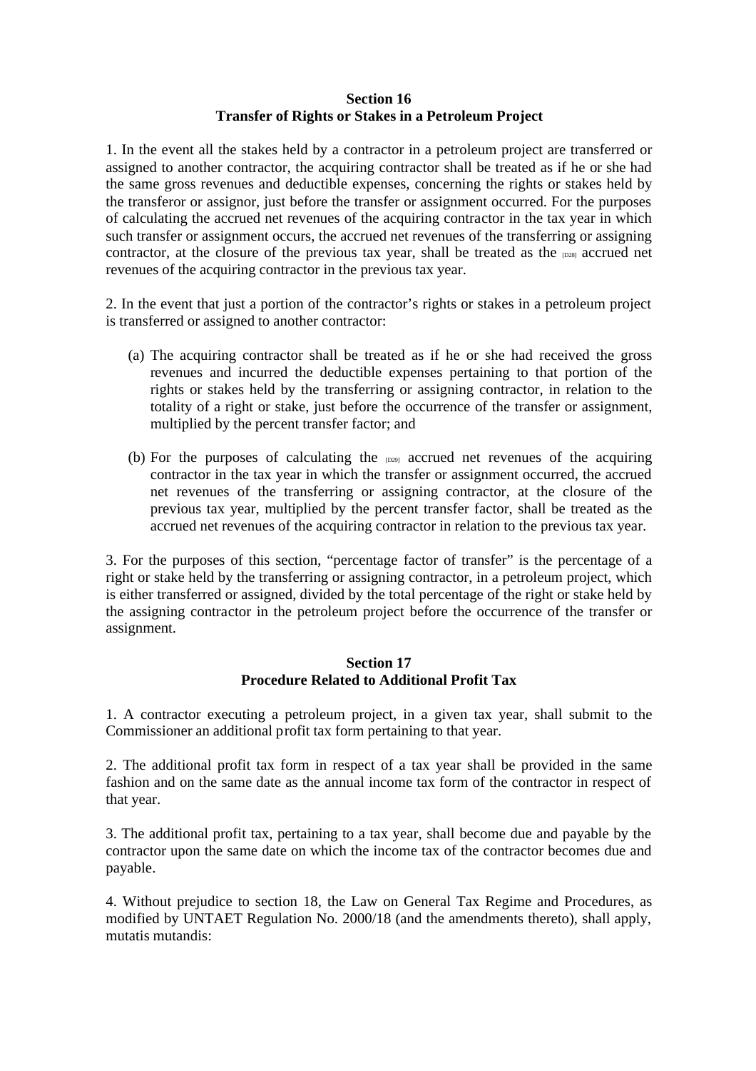**Section 16**
**Transfer of Rights or Stakes in a Petroleum Project**

1. In the event all the stakes held by a contractor in a petroleum project are transferred or assigned to another contractor, the acquiring contractor shall be treated as if he or she had the same gross revenues and deductible expenses, concerning the rights or stakes held by the transferor or assignor, just before the transfer or assignment occurred. For the purposes of calculating the accrued net revenues of the acquiring contractor in the tax year in which such transfer or assignment occurs, the accrued net revenues of the transferring or assigning contractor, at the closure of the previous tax year, shall be treated as the [D28] accrued net revenues of the acquiring contractor in the previous tax year.

2. In the event that just a portion of the contractor's rights or stakes in a petroleum project is transferred or assigned to another contractor:

(a) The acquiring contractor shall be treated as if he or she had received the gross revenues and incurred the deductible expenses pertaining to that portion of the rights or stakes held by the transferring or assigning contractor, in relation to the totality of a right or stake, just before the occurrence of the transfer or assignment, multiplied by the percent transfer factor; and

(b) For the purposes of calculating the [D29] accrued net revenues of the acquiring contractor in the tax year in which the transfer or assignment occurred, the accrued net revenues of the transferring or assigning contractor, at the closure of the previous tax year, multiplied by the percent transfer factor, shall be treated as the accrued net revenues of the acquiring contractor in relation to the previous tax year.

3. For the purposes of this section, "percentage factor of transfer" is the percentage of a right or stake held by the transferring or assigning contractor, in a petroleum project, which is either transferred or assigned, divided by the total percentage of the right or stake held by the assigning contractor in the petroleum project before the occurrence of the transfer or assignment.

**Section 17**
**Procedure Related to Additional Profit Tax**

1. A contractor executing a petroleum project, in a given tax year, shall submit to the Commissioner an additional profit tax form pertaining to that year.

2. The additional profit tax form in respect of a tax year shall be provided in the same fashion and on the same date as the annual income tax form of the contractor in respect of that year.

3. The additional profit tax, pertaining to a tax year, shall become due and payable by the contractor upon the same date on which the income tax of the contractor becomes due and payable.

4. Without prejudice to section 18, the Law on General Tax Regime and Procedures, as modified by UNTAET Regulation No. 2000/18 (and the amendments thereto), shall apply, mutatis mutandis: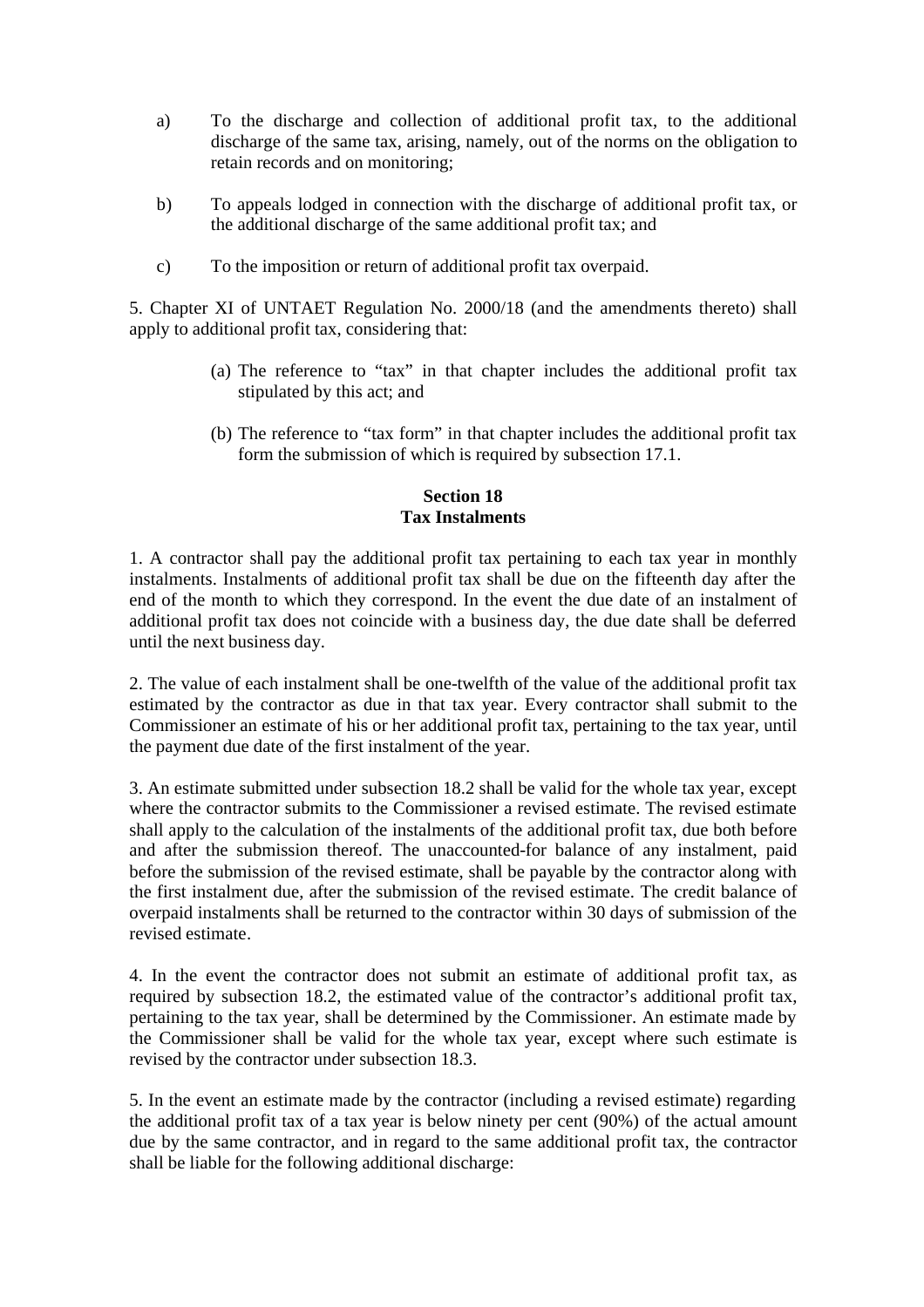a) To the discharge and collection of additional profit tax, to the additional discharge of the same tax, arising, namely, out of the norms on the obligation to retain records and on monitoring;

b) To appeals lodged in connection with the discharge of additional profit tax, or the additional discharge of the same additional profit tax; and

c) To the imposition or return of additional profit tax overpaid.

5. Chapter XI of UNTAET Regulation No. 2000/18 (and the amendments thereto) shall apply to additional profit tax, considering that:

(a) The reference to "tax" in that chapter includes the additional profit tax stipulated by this act; and

(b) The reference to "tax form" in that chapter includes the additional profit tax form the submission of which is required by subsection 17.1.

**Section 18**
**Tax Instalments**

1. A contractor shall pay the additional profit tax pertaining to each tax year in monthly instalments. Instalments of additional profit tax shall be due on the fifteenth day after the end of the month to which they correspond. In the event the due date of an instalment of additional profit tax does not coincide with a business day, the due date shall be deferred until the next business day.

2. The value of each instalment shall be one-twelfth of the value of the additional profit tax estimated by the contractor as due in that tax year. Every contractor shall submit to the Commissioner an estimate of his or her additional profit tax, pertaining to the tax year, until the payment due date of the first instalment of the year.

3. An estimate submitted under subsection 18.2 shall be valid for the whole tax year, except where the contractor submits to the Commissioner a revised estimate. The revised estimate shall apply to the calculation of the instalments of the additional profit tax, due both before and after the submission thereof. The unaccounted-for balance of any instalment, paid before the submission of the revised estimate, shall be payable by the contractor along with the first instalment due, after the submission of the revised estimate. The credit balance of overpaid instalments shall be returned to the contractor within 30 days of submission of the revised estimate.

4. In the event the contractor does not submit an estimate of additional profit tax, as required by subsection 18.2, the estimated value of the contractor's additional profit tax, pertaining to the tax year, shall be determined by the Commissioner. An estimate made by the Commissioner shall be valid for the whole tax year, except where such estimate is revised by the contractor under subsection 18.3.

5. In the event an estimate made by the contractor (including a revised estimate) regarding the additional profit tax of a tax year is below ninety per cent (90%) of the actual amount due by the same contractor, and in regard to the same additional profit tax, the contractor shall be liable for the following additional discharge: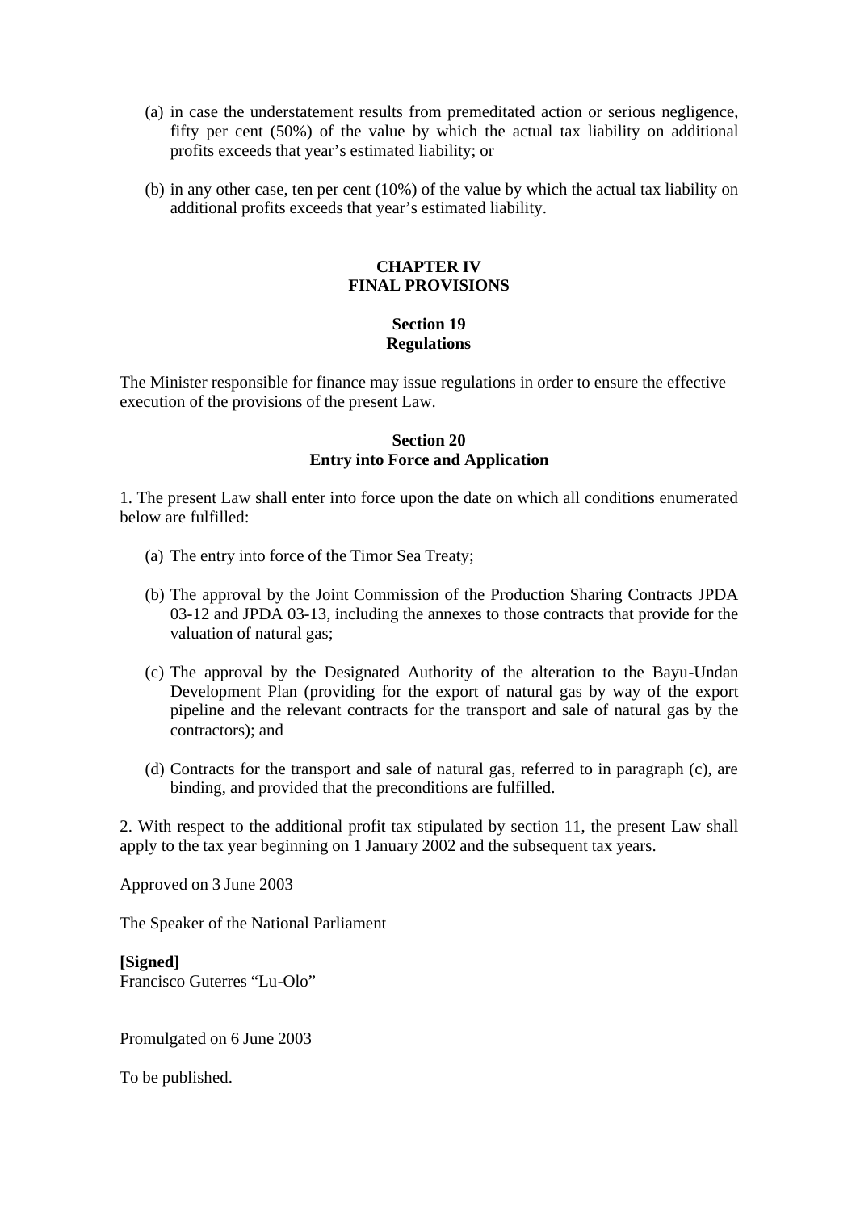(a) in case the understatement results from premeditated action or serious negligence, fifty per cent (50%) of the value by which the actual tax liability on additional profits exceeds that year's estimated liability; or

(b) in any other case, ten per cent (10%) of the value by which the actual tax liability on additional profits exceeds that year's estimated liability.

## CHAPTER IV
## FINAL PROVISIONS

### Section 19
### Regulations

The Minister responsible for finance may issue regulations in order to ensure the effective execution of the provisions of the present Law.

### Section 20
### Entry into Force and Application

1. The present Law shall enter into force upon the date on which all conditions enumerated below are fulfilled:

(a) The entry into force of the Timor Sea Treaty;

(b) The approval by the Joint Commission of the Production Sharing Contracts JPDA 03-12 and JPDA 03-13, including the annexes to those contracts that provide for the valuation of natural gas;

(c) The approval by the Designated Authority of the alteration to the Bayu-Undan Development Plan (providing for the export of natural gas by way of the export pipeline and the relevant contracts for the transport and sale of natural gas by the contractors); and

(d) Contracts for the transport and sale of natural gas, referred to in paragraph (c), are binding, and provided that the preconditions are fulfilled.

2. With respect to the additional profit tax stipulated by section 11, the present Law shall apply to the tax year beginning on 1 January 2002 and the subsequent tax years.

Approved on 3 June 2003

The Speaker of the National Parliament

**[Signed]**
Francisco Guterres "Lu-Olo"

Promulgated on 6 June 2003

To be published.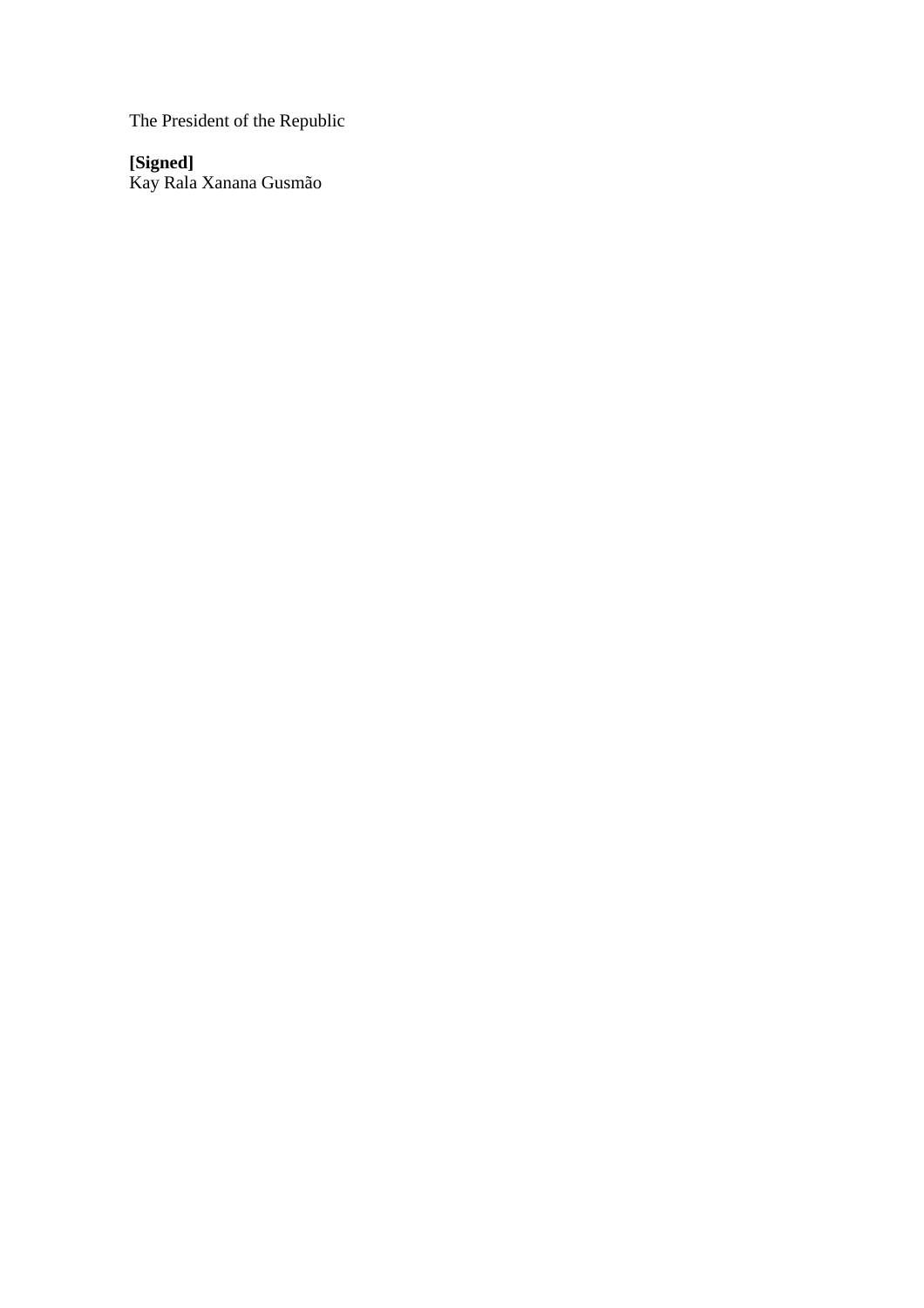The President of the Republic

**[Signed]**
Kay Rala Xanana Gusmão